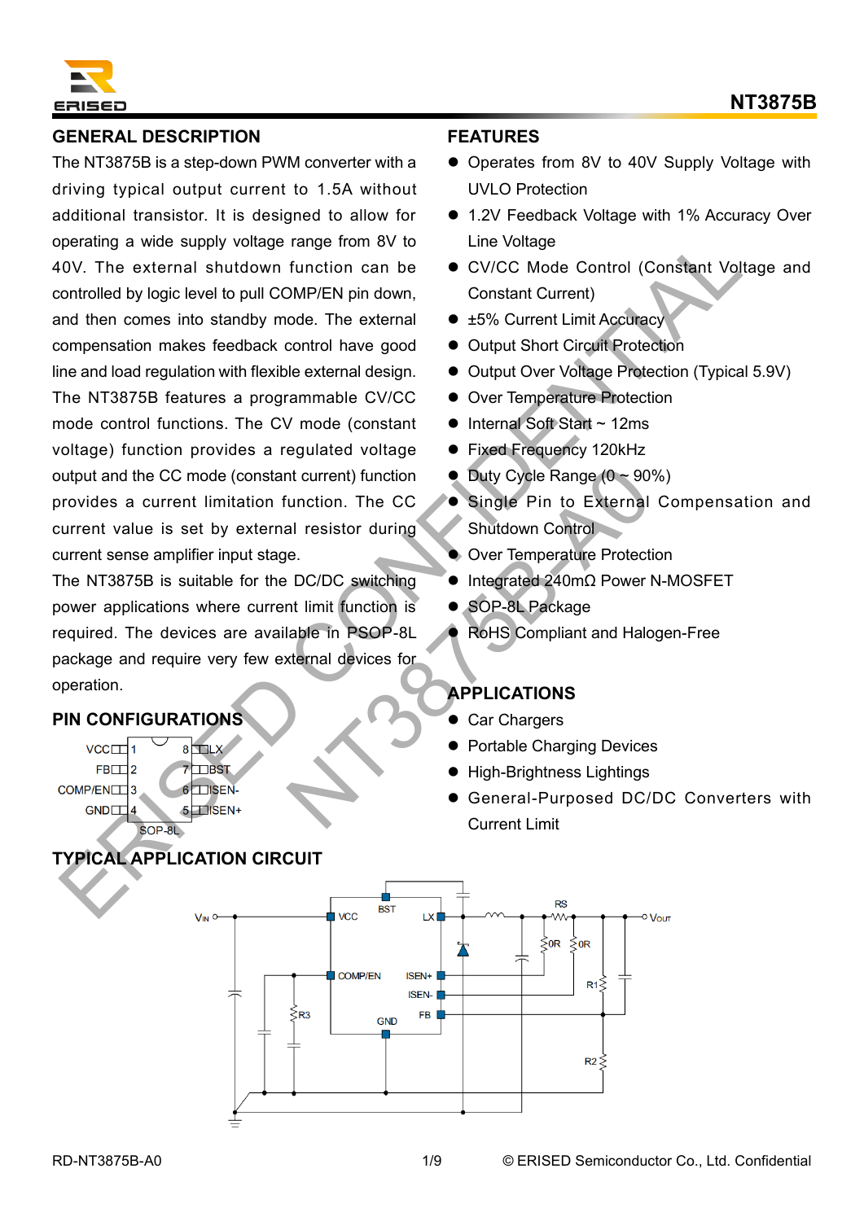## GENERAL DESCRIPTION

The NT3875B is a step-down PWM converter with a driving typical output current to 1.5A without additional transistor. It is designed to allow for operating a wide supply voltage range from 8V to 40V. The external shutdown function can be controlled by logic level to pull COMP/EN pin down, and then comes into standby mode. The external compensation makes feedback control have good line and load regulation with flexible external design. The NT3875B features a programmable CV/CC mode control functions. The CV mode (constant voltage) function provides a regulated voltage output and the CC mode (constant current) function provides a current limitation function. The CC current value is set by external resistor during current sense amplifier input stage.

The NT3875B is suitable for the DC/DC switching power applications where current limit function is required. The devices are available in PSOP-8L package and require very few external devices for operation.

## PIN CONFIGURATIONS

| Pin | Name | Pin | Name |
|---|---|---|---|
| 1 | VCC | 8 | LX |
| 2 | FB | 7 | BST |
| 3 | COMP/EN | 6 | ISEN- |
| 4 | GND | 5 | ISEN+ |

SOP-8L

## TYPICAL APPLICATION CIRCUIT

## FEATURES

- Operates from 8V to 40V Supply Voltage with UVLO Protection
- 1.2V Feedback Voltage with 1% Accuracy Over Line Voltage
- CV/CC Mode Control (Constant Voltage and Constant Current)
- ±5% Current Limit Accuracy
- Output Short Circuit Protection
- Output Over Voltage Protection (Typical 5.9V)
- Over Temperature Protection
- Internal Soft Start ~ 12ms
- Fixed Frequency 120kHz
- Duty Cycle Range (0 ~ 90%)
- Single Pin to External Compensation and Shutdown Control
- Over Temperature Protection
- Integrated 240mΩ Power N-MOSFET
- SOP-8L Package
- RoHS Compliant and Halogen-Free

## APPLICATIONS

- Car Chargers
- Portable Charging Devices
- High-Brightness Lightings
- General-Purposed DC/DC Converters with Current Limit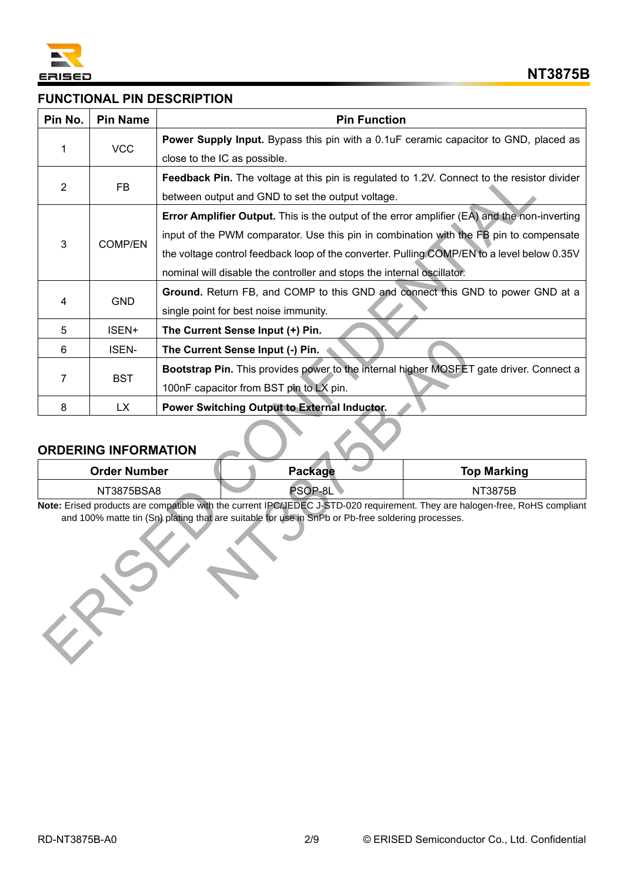## FUNCTIONAL PIN DESCRIPTION

| Pin No. | Pin Name | Pin Function |
|---|---|---|
| 1 | VCC | **Power Supply Input.** Bypass this pin with a 0.1uF ceramic capacitor to GND, placed as close to the IC as possible. |
| 2 | FB | **Feedback Pin.** The voltage at this pin is regulated to 1.2V. Connect to the resistor divider between output and GND to set the output voltage. |
| 3 | COMP/EN | **Error Amplifier Output.** This is the output of the error amplifier (EA) and the non-inverting input of the PWM comparator. Use this pin in combination with the FB pin to compensate the voltage control feedback loop of the converter. Pulling COMP/EN to a level below 0.35V nominal will disable the controller and stops the internal oscillator. |
| 4 | GND | **Ground.** Return FB, and COMP to this GND and connect this GND to power GND at a single point for best noise immunity. |
| 5 | ISEN+ | **The Current Sense Input (+) Pin.** |
| 6 | ISEN- | **The Current Sense Input (-) Pin.** |
| 7 | BST | **Bootstrap Pin.** This provides power to the internal higher MOSFET gate driver. Connect a 100nF capacitor from BST pin to LX pin. |
| 8 | LX | **Power Switching Output to External Inductor.** |

## ORDERING INFORMATION

| Order Number | Package | Top Marking |
|---|---|---|
| NT3875BSA8 | PSOP-8L | NT3875B |

**Note:** Erised products are compatible with the current IPC/JEDEC J-STD-020 requirement. They are halogen-free, RoHS compliant and 100% matte tin (Sn) plating that are suitable for use in SnPb or Pb-free soldering processes.